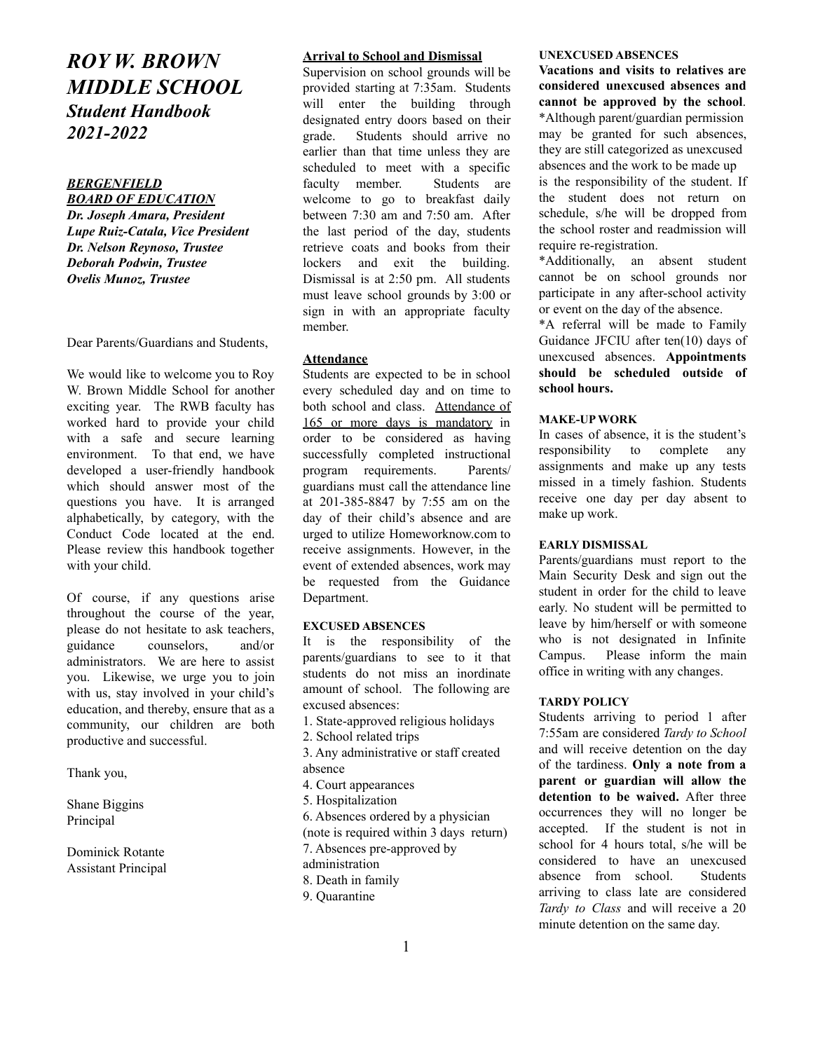# *ROY W. BROWN MIDDLE SCHOOL*
## *Student Handbook*
## *2021-2022*

***BERGENFIELD BOARD OF EDUCATION***
***Dr. Joseph Amara, President***
***Lupe Ruiz-Catala, Vice President***
***Dr. Nelson Reynoso, Trustee***
***Deborah Podwin, Trustee***
***Ovelis Munoz, Trustee***

Dear Parents/Guardians and Students,

We would like to welcome you to Roy W. Brown Middle School for another exciting year. The RWB faculty has worked hard to provide your child with a safe and secure learning environment. To that end, we have developed a user-friendly handbook which should answer most of the questions you have. It is arranged alphabetically, by category, with the Conduct Code located at the end. Please review this handbook together with your child.

Of course, if any questions arise throughout the course of the year, please do not hesitate to ask teachers, guidance counselors, and/or administrators. We are here to assist you. Likewise, we urge you to join with us, stay involved in your child's education, and thereby, ensure that as a community, our children are both productive and successful.

Thank you,

Shane Biggins
Principal

Dominick Rotante
Assistant Principal

### Arrival to School and Dismissal

Supervision on school grounds will be provided starting at 7:35am. Students will enter the building through designated entry doors based on their grade. Students should arrive no earlier than that time unless they are scheduled to meet with a specific faculty member. Students are welcome to go to breakfast daily between 7:30 am and 7:50 am. After the last period of the day, students retrieve coats and books from their lockers and exit the building. Dismissal is at 2:50 pm. All students must leave school grounds by 3:00 or sign in with an appropriate faculty member.

### Attendance

Students are expected to be in school every scheduled day and on time to both school and class. <u>Attendance of 165 or more days is mandatory</u> in order to be considered as having successfully completed instructional program requirements. Parents/ guardians must call the attendance line at 201-385-8847 by 7:55 am on the day of their child's absence and are urged to utilize Homeworknow.com to receive assignments. However, in the event of extended absences, work may be requested from the Guidance Department.

#### EXCUSED ABSENCES

It is the responsibility of the parents/guardians to see to it that students do not miss an inordinate amount of school. The following are excused absences:

1. State-approved religious holidays
2. School related trips
3. Any administrative or staff created absence
4. Court appearances
5. Hospitalization
6. Absences ordered by a physician (note is required within 3 days return)
7. Absences pre-approved by administration
8. Death in family
9. Quarantine

#### UNEXCUSED ABSENCES

**Vacations and visits to relatives are considered unexcused absences and cannot be approved by the school**.

*Although parent/guardian permission may be granted for such absences, they are still categorized as unexcused absences and the work to be made up is the responsibility of the student. If the student does not return on schedule, s/he will be dropped from the school roster and readmission will require re-registration.

*Additionally, an absent student cannot be on school grounds nor participate in any after-school activity or event on the day of the absence.

*A referral will be made to Family Guidance JFCIU after ten(10) days of unexcused absences. **Appointments should be scheduled outside of school hours.**

#### MAKE-UP WORK

In cases of absence, it is the student's responsibility to complete any assignments and make up any tests missed in a timely fashion. Students receive one day per day absent to make up work.

#### EARLY DISMISSAL

Parents/guardians must report to the Main Security Desk and sign out the student in order for the child to leave early. No student will be permitted to leave by him/herself or with someone who is not designated in Infinite Campus. Please inform the main office in writing with any changes.

#### TARDY POLICY

Students arriving to period 1 after 7:55am are considered *Tardy to School* and will receive detention on the day of the tardiness. **Only a note from a parent or guardian will allow the detention to be waived.** After three occurrences they will no longer be accepted. If the student is not in school for 4 hours total, s/he will be considered to have an unexcused absence from school. Students arriving to class late are considered *Tardy to Class* and will receive a 20 minute detention on the same day.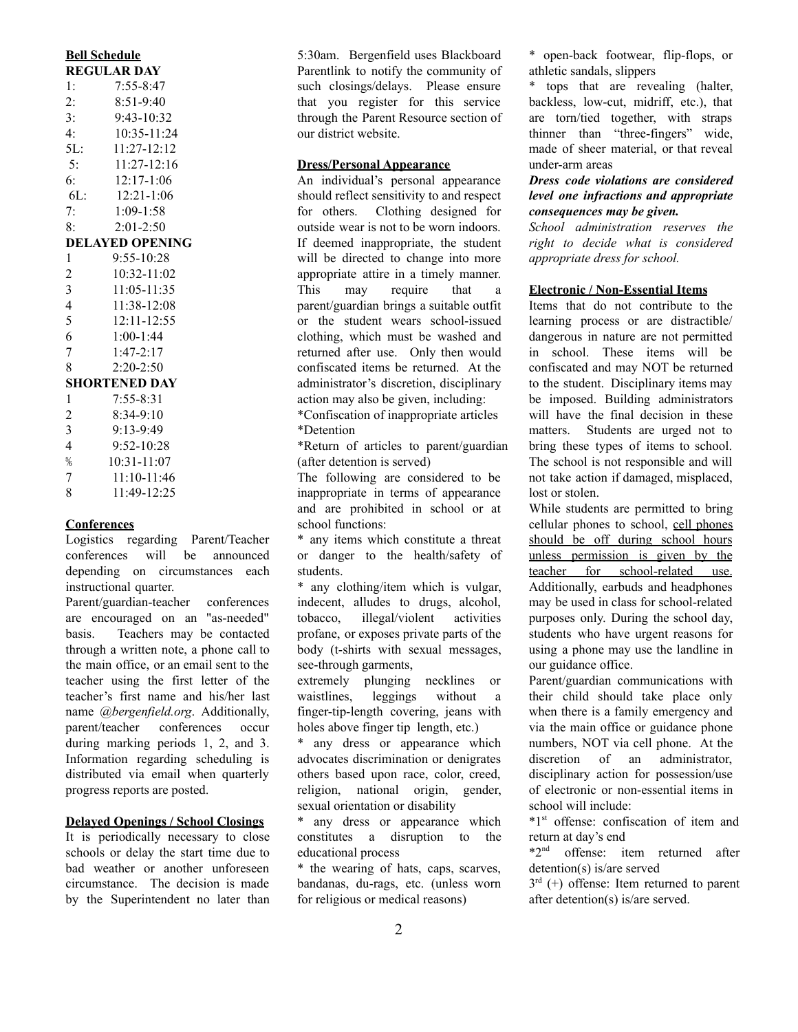## Bell Schedule

**REGULAR DAY**

| | |
|---|---|
| 1: | 7:55-8:47 |
| 2: | 8:51-9:40 |
| 3: | 9:43-10:32 |
| 4: | 10:35-11:24 |
| 5L: | 11:27-12:12 |
| 5: | 11:27-12:16 |
| 6: | 12:17-1:06 |
| 6L: | 12:21-1:06 |
| 7: | 1:09-1:58 |
| 8: | 2:01-2:50 |

**DELAYED OPENING**

| | |
|---|---|
| 1 | 9:55-10:28 |
| 2 | 10:32-11:02 |
| 3 | 11:05-11:35 |
| 4 | 11:38-12:08 |
| 5 | 12:11-12:55 |
| 6 | 1:00-1:44 |
| 7 | 1:47-2:17 |
| 8 | 2:20-2:50 |

**SHORTENED DAY**

| | |
|---|---|
| 1 | 7:55-8:31 |
| 2 | 8:34-9:10 |
| 3 | 9:13-9:49 |
| 4 | 9:52-10:28 |
| 5/6 | 10:31-11:07 |
| 7 | 11:10-11:46 |
| 8 | 11:49-12:25 |

## Conferences

Logistics regarding Parent/Teacher conferences will be announced depending on circumstances each instructional quarter.

Parent/guardian-teacher conferences are encouraged on an "as-needed" basis. Teachers may be contacted through a written note, a phone call to the main office, or an email sent to the teacher using the first letter of the teacher's first name and his/her last name *@bergenfield.org*. Additionally, parent/teacher conferences occur during marking periods 1, 2, and 3. Information regarding scheduling is distributed via email when quarterly progress reports are posted.

## Delayed Openings / School Closings

It is periodically necessary to close schools or delay the start time due to bad weather or another unforeseen circumstance. The decision is made by the Superintendent no later than 5:30am. Bergenfield uses Blackboard Parentlink to notify the community of such closings/delays. Please ensure that you register for this service through the Parent Resource section of our district website.

## Dress/Personal Appearance

An individual's personal appearance should reflect sensitivity to and respect for others. Clothing designed for outside wear is not to be worn indoors. If deemed inappropriate, the student will be directed to change into more appropriate attire in a timely manner. This may require that a parent/guardian brings a suitable outfit or the student wears school-issued clothing, which must be washed and returned after use. Only then would confiscated items be returned. At the administrator's discretion, disciplinary action may also be given, including:

*Confiscation of inappropriate articles
*Detention
*Return of articles to parent/guardian (after detention is served)

The following are considered to be inappropriate in terms of appearance and are prohibited in school or at school functions:

* any items which constitute a threat or danger to the health/safety of students.
* any clothing/item which is vulgar, indecent, alludes to drugs, alcohol, tobacco, illegal/violent activities profane, or exposes private parts of the body (t-shirts with sexual messages, see-through garments, extremely plunging necklines or waistlines, leggings without a finger-tip-length covering, jeans with holes above finger tip length, etc.)
* any dress or appearance which advocates discrimination or denigrates others based upon race, color, creed, religion, national origin, gender, sexual orientation or disability
* any dress or appearance which constitutes a disruption to the educational process
* the wearing of hats, caps, scarves, bandanas, du-rags, etc. (unless worn for religious or medical reasons)
* open-back footwear, flip-flops, or athletic sandals, slippers
* tops that are revealing (halter, backless, low-cut, midriff, etc.), that are torn/tied together, with straps thinner than "three-fingers" wide, made of sheer material, or that reveal under-arm areas

***Dress code violations are considered level one infractions and appropriate consequences may be given.***

*School administration reserves the right to decide what is considered appropriate dress for school.*

## Electronic / Non-Essential Items

Items that do not contribute to the learning process or are distractible/ dangerous in nature are not permitted in school. These items will be confiscated and may NOT be returned to the student. Disciplinary items may be imposed. Building administrators will have the final decision in these matters. Students are urged not to bring these types of items to school. The school is not responsible and will not take action if damaged, misplaced, lost or stolen.

While students are permitted to bring cellular phones to school, cell phones should be off during school hours unless permission is given by the teacher for school-related use. Additionally, earbuds and headphones may be used in class for school-related purposes only. During the school day, students who have urgent reasons for using a phone may use the landline in our guidance office.

Parent/guardian communications with their child should take place only when there is a family emergency and via the main office or guidance phone numbers, NOT via cell phone. At the discretion of an administrator, disciplinary action for possession/use of electronic or non-essential items in school will include:

*1st offense: confiscation of item and return at day's end
*2nd offense: item returned after detention(s) is/are served
3rd (+) offense: Item returned to parent after detention(s) is/are served.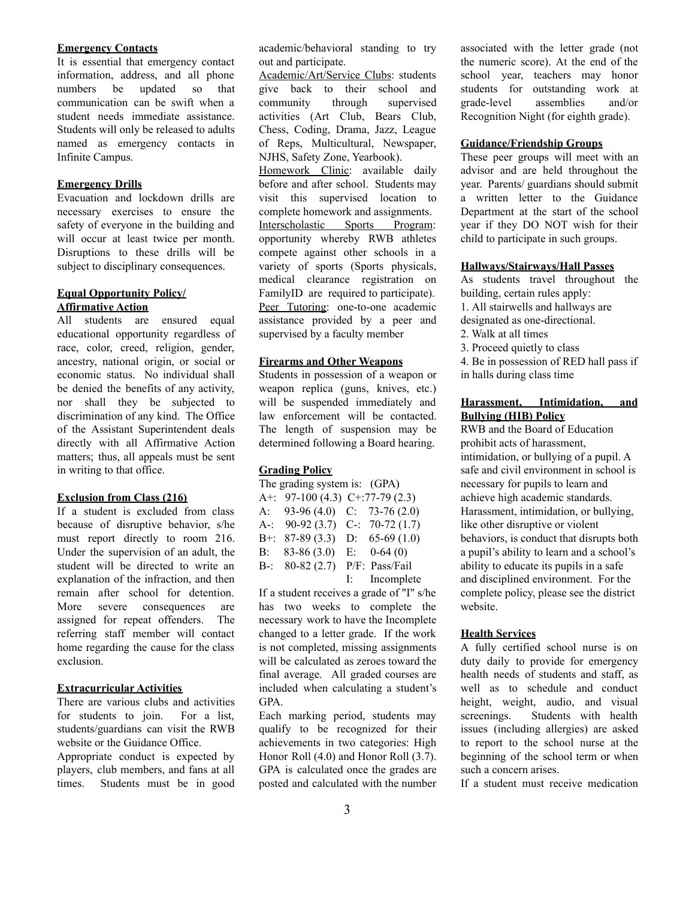**Emergency Contacts**

It is essential that emergency contact information, address, and all phone numbers be updated so that communication can be swift when a student needs immediate assistance. Students will only be released to adults named as emergency contacts in Infinite Campus.

**Emergency Drills**

Evacuation and lockdown drills are necessary exercises to ensure the safety of everyone in the building and will occur at least twice per month. Disruptions to these drills will be subject to disciplinary consequences.

**Equal Opportunity Policy/ Affirmative Action**

All students are ensured equal educational opportunity regardless of race, color, creed, religion, gender, ancestry, national origin, or social or economic status. No individual shall be denied the benefits of any activity, nor shall they be subjected to discrimination of any kind. The Office of the Assistant Superintendent deals directly with all Affirmative Action matters; thus, all appeals must be sent in writing to that office.

**Exclusion from Class (216)**

If a student is excluded from class because of disruptive behavior, s/he must report directly to room 216. Under the supervision of an adult, the student will be directed to write an explanation of the infraction, and then remain after school for detention. More severe consequences are assigned for repeat offenders. The referring staff member will contact home regarding the cause for the class exclusion.

**Extracurricular Activities**

There are various clubs and activities for students to join. For a list, students/guardians can visit the RWB website or the Guidance Office.

Appropriate conduct is expected by players, club members, and fans at all times. Students must be in good academic/behavioral standing to try out and participate.

Academic/Art/Service Clubs: students give back to their school and community through supervised activities (Art Club, Bears Club, Chess, Coding, Drama, Jazz, League of Reps, Multicultural, Newspaper, NJHS, Safety Zone, Yearbook).

Homework Clinic: available daily before and after school. Students may visit this supervised location to complete homework and assignments.

Interscholastic Sports Program: opportunity whereby RWB athletes compete against other schools in a variety of sports (Sports physicals, medical clearance registration on FamilyID are required to participate).

Peer Tutoring: one-to-one academic assistance provided by a peer and supervised by a faculty member

**Firearms and Other Weapons**

Students in possession of a weapon or weapon replica (guns, knives, etc.) will be suspended immediately and law enforcement will be contacted. The length of suspension may be determined following a Board hearing.

**Grading Policy**

The grading system is: (GPA)

| | | | |
|---|---|---|---|
| A+: | 97-100 (4.3) | C+: | 77-79 (2.3) |
| A: | 93-96 (4.0) | C: | 73-76 (2.0) |
| A-: | 90-92 (3.7) | C-: | 70-72 (1.7) |
| B+: | 87-89 (3.3) | D: | 65-69 (1.0) |
| B: | 83-86 (3.0) | E: | 0-64 (0) |
| B-: | 80-82 (2.7) | P/F: | Pass/Fail |
| | | I: | Incomplete |

If a student receives a grade of "I" s/he has two weeks to complete the necessary work to have the Incomplete changed to a letter grade. If the work is not completed, missing assignments will be calculated as zeroes toward the final average. All graded courses are included when calculating a student's GPA.

Each marking period, students may qualify to be recognized for their achievements in two categories: High Honor Roll (4.0) and Honor Roll (3.7). GPA is calculated once the grades are posted and calculated with the number associated with the letter grade (not the numeric score). At the end of the school year, teachers may honor students for outstanding work at grade-level assemblies and/or Recognition Night (for eighth grade).

**Guidance/Friendship Groups**

These peer groups will meet with an advisor and are held throughout the year. Parents/ guardians should submit a written letter to the Guidance Department at the start of the school year if they DO NOT wish for their child to participate in such groups.

**Hallways/Stairways/Hall Passes**

As students travel throughout the building, certain rules apply:

1. All stairwells and hallways are designated as one-directional.
2. Walk at all times
3. Proceed quietly to class
4. Be in possession of RED hall pass if in halls during class time

**Harassment, Intimidation, and Bullying (HIB) Policy**

RWB and the Board of Education prohibit acts of harassment, intimidation, or bullying of a pupil. A safe and civil environment in school is necessary for pupils to learn and achieve high academic standards. Harassment, intimidation, or bullying, like other disruptive or violent behaviors, is conduct that disrupts both a pupil's ability to learn and a school's ability to educate its pupils in a safe and disciplined environment. For the complete policy, please see the district website.

**Health Services**

A fully certified school nurse is on duty daily to provide for emergency health needs of students and staff, as well as to schedule and conduct height, weight, audio, and visual screenings. Students with health issues (including allergies) are asked to report to the school nurse at the beginning of the school term or when such a concern arises.

If a student must receive medication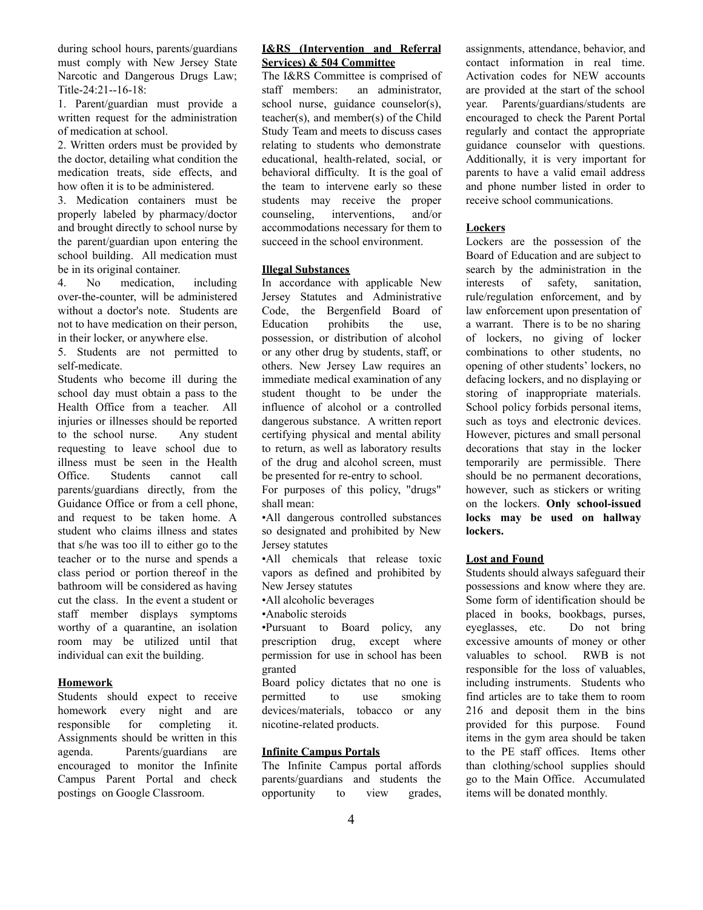during school hours, parents/guardians must comply with New Jersey State Narcotic and Dangerous Drugs Law; Title-24:21--16-18:

1. Parent/guardian must provide a written request for the administration of medication at school.
2. Written orders must be provided by the doctor, detailing what condition the medication treats, side effects, and how often it is to be administered.
3. Medication containers must be properly labeled by pharmacy/doctor and brought directly to school nurse by the parent/guardian upon entering the school building. All medication must be in its original container.
4. No medication, including over-the-counter, will be administered without a doctor's note. Students are not to have medication on their person, in their locker, or anywhere else.
5. Students are not permitted to self-medicate.

Students who become ill during the school day must obtain a pass to the Health Office from a teacher. All injuries or illnesses should be reported to the school nurse. Any student requesting to leave school due to illness must be seen in the Health Office. Students cannot call parents/guardians directly, from the Guidance Office or from a cell phone, and request to be taken home. A student who claims illness and states that s/he was too ill to either go to the teacher or to the nurse and spends a class period or portion thereof in the bathroom will be considered as having cut the class. In the event a student or staff member displays symptoms worthy of a quarantine, an isolation room may be utilized until that individual can exit the building.

**Homework**

Students should expect to receive homework every night and are responsible for completing it. Assignments should be written in this agenda. Parents/guardians are encouraged to monitor the Infinite Campus Parent Portal and check postings on Google Classroom.

**I&RS (Intervention and Referral Services) & 504 Committee**

The I&RS Committee is comprised of staff members: an administrator, school nurse, guidance counselor(s), teacher(s), and member(s) of the Child Study Team and meets to discuss cases relating to students who demonstrate educational, health-related, social, or behavioral difficulty. It is the goal of the team to intervene early so these students may receive the proper counseling, interventions, and/or accommodations necessary for them to succeed in the school environment.

**Illegal Substances**

In accordance with applicable New Jersey Statutes and Administrative Code, the Bergenfield Board of Education prohibits the use, possession, or distribution of alcohol or any other drug by students, staff, or others. New Jersey Law requires an immediate medical examination of any student thought to be under the influence of alcohol or a controlled dangerous substance. A written report certifying physical and mental ability to return, as well as laboratory results of the drug and alcohol screen, must be presented for re-entry to school.

For purposes of this policy, "drugs" shall mean:

- All dangerous controlled substances so designated and prohibited by New Jersey statutes
- All chemicals that release toxic vapors as defined and prohibited by New Jersey statutes
- All alcoholic beverages
- Anabolic steroids
- Pursuant to Board policy, any prescription drug, except where permission for use in school has been granted

Board policy dictates that no one is permitted to use smoking devices/materials, tobacco or any nicotine-related products.

**Infinite Campus Portals**

The Infinite Campus portal affords parents/guardians and students the opportunity to view grades, assignments, attendance, behavior, and contact information in real time. Activation codes for NEW accounts are provided at the start of the school year. Parents/guardians/students are encouraged to check the Parent Portal regularly and contact the appropriate guidance counselor with questions. Additionally, it is very important for parents to have a valid email address and phone number listed in order to receive school communications.

**Lockers**

Lockers are the possession of the Board of Education and are subject to search by the administration in the interests of safety, sanitation, rule/regulation enforcement, and by law enforcement upon presentation of a warrant. There is to be no sharing of lockers, no giving of locker combinations to other students, no opening of other students' lockers, no defacing lockers, and no displaying or storing of inappropriate materials. School policy forbids personal items, such as toys and electronic devices. However, pictures and small personal decorations that stay in the locker temporarily are permissible. There should be no permanent decorations, however, such as stickers or writing on the lockers. **Only school-issued locks may be used on hallway lockers.**

**Lost and Found**

Students should always safeguard their possessions and know where they are. Some form of identification should be placed in books, bookbags, purses, eyeglasses, etc. Do not bring excessive amounts of money or other valuables to school. RWB is not responsible for the loss of valuables, including instruments. Students who find articles are to take them to room 216 and deposit them in the bins provided for this purpose. Found items in the gym area should be taken to the PE staff offices. Items other than clothing/school supplies should go to the Main Office. Accumulated items will be donated monthly.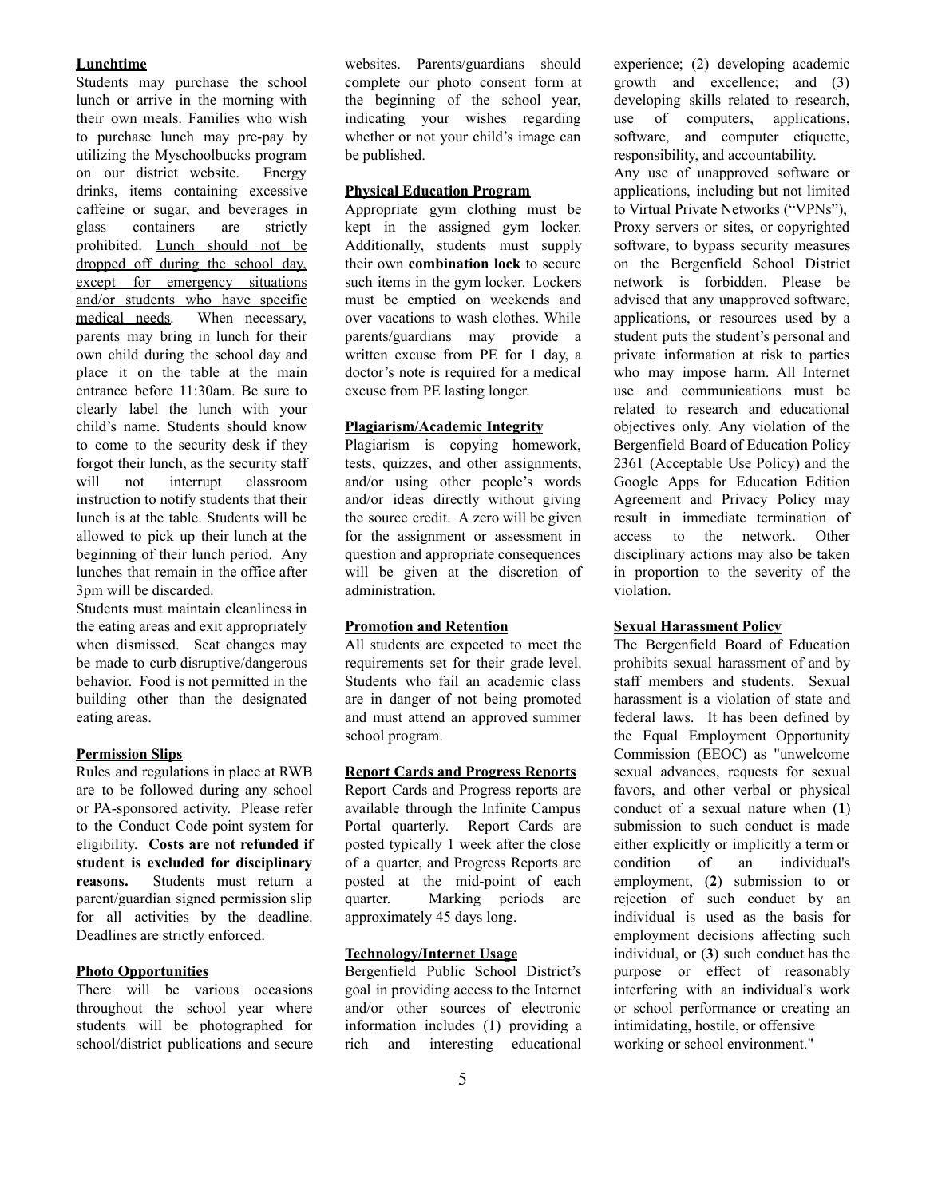**Lunchtime**

Students may purchase the school lunch or arrive in the morning with their own meals. Families who wish to purchase lunch may pre-pay by utilizing the Myschoolbucks program on our district website. Energy drinks, items containing excessive caffeine or sugar, and beverages in glass containers are strictly prohibited. Lunch should not be dropped off during the school day, except for emergency situations and/or students who have specific medical needs. When necessary, parents may bring in lunch for their own child during the school day and place it on the table at the main entrance before 11:30am. Be sure to clearly label the lunch with your child's name. Students should know to come to the security desk if they forgot their lunch, as the security staff will not interrupt classroom instruction to notify students that their lunch is at the table. Students will be allowed to pick up their lunch at the beginning of their lunch period. Any lunches that remain in the office after 3pm will be discarded.

Students must maintain cleanliness in the eating areas and exit appropriately when dismissed. Seat changes may be made to curb disruptive/dangerous behavior. Food is not permitted in the building other than the designated eating areas.

**Permission Slips**

Rules and regulations in place at RWB are to be followed during any school or PA-sponsored activity. Please refer to the Conduct Code point system for eligibility. **Costs are not refunded if student is excluded for disciplinary reasons.** Students must return a parent/guardian signed permission slip for all activities by the deadline. Deadlines are strictly enforced.

**Photo Opportunities**

There will be various occasions throughout the school year where students will be photographed for school/district publications and secure websites. Parents/guardians should complete our photo consent form at the beginning of the school year, indicating your wishes regarding whether or not your child's image can be published.

**Physical Education Program**

Appropriate gym clothing must be kept in the assigned gym locker. Additionally, students must supply their own **combination lock** to secure such items in the gym locker. Lockers must be emptied on weekends and over vacations to wash clothes. While parents/guardians may provide a written excuse from PE for 1 day, a doctor's note is required for a medical excuse from PE lasting longer.

**Plagiarism/Academic Integrity**

Plagiarism is copying homework, tests, quizzes, and other assignments, and/or using other people's words and/or ideas directly without giving the source credit. A zero will be given for the assignment or assessment in question and appropriate consequences will be given at the discretion of administration.

**Promotion and Retention**

All students are expected to meet the requirements set for their grade level. Students who fail an academic class are in danger of not being promoted and must attend an approved summer school program.

**Report Cards and Progress Reports**

Report Cards and Progress reports are available through the Infinite Campus Portal quarterly. Report Cards are posted typically 1 week after the close of a quarter, and Progress Reports are posted at the mid-point of each quarter. Marking periods are approximately 45 days long.

**Technology/Internet Usage**

Bergenfield Public School District's goal in providing access to the Internet and/or other sources of electronic information includes (1) providing a rich and interesting educational experience; (2) developing academic growth and excellence; and (3) developing skills related to research, use of computers, applications, software, and computer etiquette, responsibility, and accountability.

Any use of unapproved software or applications, including but not limited to Virtual Private Networks ("VPNs"), Proxy servers or sites, or copyrighted software, to bypass security measures on the Bergenfield School District network is forbidden. Please be advised that any unapproved software, applications, or resources used by a student puts the student's personal and private information at risk to parties who may impose harm. All Internet use and communications must be related to research and educational objectives only. Any violation of the Bergenfield Board of Education Policy 2361 (Acceptable Use Policy) and the Google Apps for Education Edition Agreement and Privacy Policy may result in immediate termination of access to the network. Other disciplinary actions may also be taken in proportion to the severity of the violation.

**Sexual Harassment Policy**

The Bergenfield Board of Education prohibits sexual harassment of and by staff members and students. Sexual harassment is a violation of state and federal laws. It has been defined by the Equal Employment Opportunity Commission (EEOC) as "unwelcome sexual advances, requests for sexual favors, and other verbal or physical conduct of a sexual nature when (**1**) submission to such conduct is made either explicitly or implicitly a term or condition of an individual's employment, (**2**) submission to or rejection of such conduct by an individual is used as the basis for employment decisions affecting such individual, or (**3**) such conduct has the purpose or effect of reasonably interfering with an individual's work or school performance or creating an intimidating, hostile, or offensive working or school environment."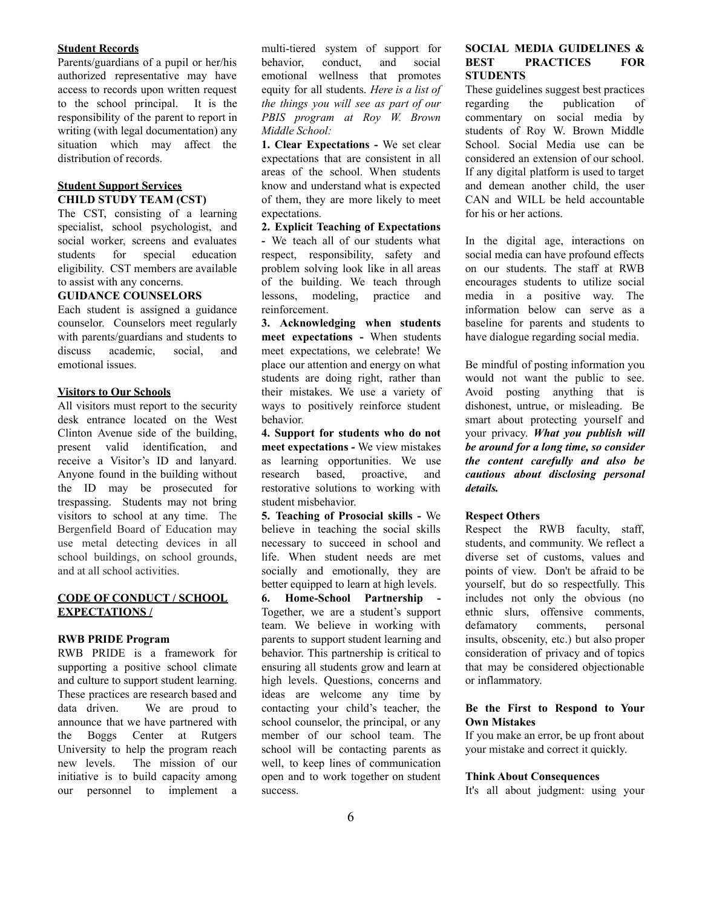**Student Records**

Parents/guardians of a pupil or her/his authorized representative may have access to records upon written request to the school principal. It is the responsibility of the parent to report in writing (with legal documentation) any situation which may affect the distribution of records.

**Student Support Services**

**CHILD STUDY TEAM (CST)**

The CST, consisting of a learning specialist, school psychologist, and social worker, screens and evaluates students for special education eligibility. CST members are available to assist with any concerns.

**GUIDANCE COUNSELORS**

Each student is assigned a guidance counselor. Counselors meet regularly with parents/guardians and students to discuss academic, social, and emotional issues.

**Visitors to Our Schools**

All visitors must report to the security desk entrance located on the West Clinton Avenue side of the building, present valid identification, and receive a Visitor's ID and lanyard. Anyone found in the building without the ID may be prosecuted for trespassing. Students may not bring visitors to school at any time. The Bergenfield Board of Education may use metal detecting devices in all school buildings, on school grounds, and at all school activities.

**CODE OF CONDUCT / SCHOOL EXPECTATIONS /**

**RWB PRIDE Program**

RWB PRIDE is a framework for supporting a positive school climate and culture to support student learning. These practices are research based and data driven. We are proud to announce that we have partnered with the Boggs Center at Rutgers University to help the program reach new levels. The mission of our initiative is to build capacity among our personnel to implement a multi-tiered system of support for behavior, conduct, and social emotional wellness that promotes equity for all students. *Here is a list of the things you will see as part of our PBIS program at Roy W. Brown Middle School:*

**1. Clear Expectations -** We set clear expectations that are consistent in all areas of the school. When students know and understand what is expected of them, they are more likely to meet expectations.

**2. Explicit Teaching of Expectations -** We teach all of our students what respect, responsibility, safety and problem solving look like in all areas of the building. We teach through lessons, modeling, practice and reinforcement.

**3. Acknowledging when students meet expectations -** When students meet expectations, we celebrate! We place our attention and energy on what students are doing right, rather than their mistakes. We use a variety of ways to positively reinforce student behavior.

**4. Support for students who do not meet expectations -** We view mistakes as learning opportunities. We use research based, proactive, and restorative solutions to working with student misbehavior.

**5. Teaching of Prosocial skills -** We believe in teaching the social skills necessary to succeed in school and life. When student needs are met socially and emotionally, they are better equipped to learn at high levels.

**6. Home-School Partnership -** Together, we are a student's support team. We believe in working with parents to support student learning and behavior. This partnership is critical to ensuring all students grow and learn at high levels. Questions, concerns and ideas are welcome any time by contacting your child's teacher, the school counselor, the principal, or any member of our school team. The school will be contacting parents as well, to keep lines of communication open and to work together on student success.

**SOCIAL MEDIA GUIDELINES & BEST PRACTICES FOR STUDENTS**

These guidelines suggest best practices regarding the publication of commentary on social media by students of Roy W. Brown Middle School. Social Media use can be considered an extension of our school. If any digital platform is used to target and demean another child, the user CAN and WILL be held accountable for his or her actions.

In the digital age, interactions on social media can have profound effects on our students. The staff at RWB encourages students to utilize social media in a positive way. The information below can serve as a baseline for parents and students to have dialogue regarding social media.

Be mindful of posting information you would not want the public to see. Avoid posting anything that is dishonest, untrue, or misleading. Be smart about protecting yourself and your privacy. ***What you publish will be around for a long time, so consider the content carefully and also be cautious about disclosing personal details.***

**Respect Others**

Respect the RWB faculty, staff, students, and community. We reflect a diverse set of customs, values and points of view. Don't be afraid to be yourself, but do so respectfully. This includes not only the obvious (no ethnic slurs, offensive comments, defamatory comments, personal insults, obscenity, etc.) but also proper consideration of privacy and of topics that may be considered objectionable or inflammatory.

**Be the First to Respond to Your Own Mistakes**

If you make an error, be up front about your mistake and correct it quickly.

**Think About Consequences**

It's all about judgment: using your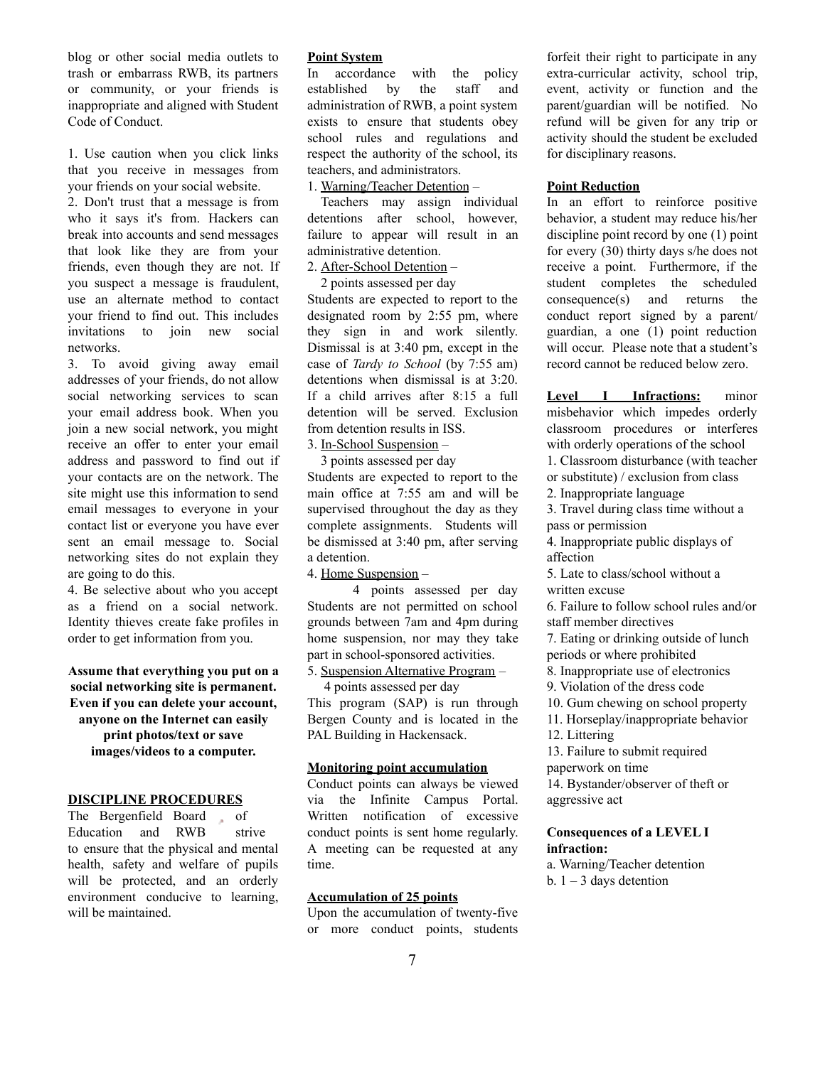blog or other social media outlets to trash or embarrass RWB, its partners or community, or your friends is inappropriate and aligned with Student Code of Conduct.

1. Use caution when you click links that you receive in messages from your friends on your social website.
2. Don't trust that a message is from who it says it's from. Hackers can break into accounts and send messages that look like they are from your friends, even though they are not. If you suspect a message is fraudulent, use an alternate method to contact your friend to find out. This includes invitations to join new social networks.
3. To avoid giving away email addresses of your friends, do not allow social networking services to scan your email address book. When you join a new social network, you might receive an offer to enter your email address and password to find out if your contacts are on the network. The site might use this information to send email messages to everyone in your contact list or everyone you have ever sent an email message to. Social networking sites do not explain they are going to do this.
4. Be selective about who you accept as a friend on a social network. Identity thieves create fake profiles in order to get information from you.

**Assume that everything you put on a social networking site is permanent. Even if you can delete your account, anyone on the Internet can easily print photos/text or save images/videos to a computer.**

## DISCIPLINE PROCEDURES

The Bergenfield Board of Education and RWB strive to ensure that the physical and mental health, safety and welfare of pupils will be protected, and an orderly environment conducive to learning, will be maintained.

### Point System

In accordance with the policy established by the staff and administration of RWB, a point system exists to ensure that students obey school rules and regulations and respect the authority of the school, its teachers, and administrators.

1. Warning/Teacher Detention –
Teachers may assign individual detentions after school, however, failure to appear will result in an administrative detention.
2. After-School Detention –
2 points assessed per day
Students are expected to report to the designated room by 2:55 pm, where they sign in and work silently. Dismissal is at 3:40 pm, except in the case of *Tardy to School* (by 7:55 am) detentions when dismissal is at 3:20. If a child arrives after 8:15 a full detention will be served. Exclusion from detention results in ISS.
3. In-School Suspension –
3 points assessed per day
Students are expected to report to the main office at 7:55 am and will be supervised throughout the day as they complete assignments. Students will be dismissed at 3:40 pm, after serving a detention.
4. Home Suspension –
4 points assessed per day
Students are not permitted on school grounds between 7am and 4pm during home suspension, nor may they take part in school-sponsored activities.
5. Suspension Alternative Program –
4 points assessed per day
This program (SAP) is run through Bergen County and is located in the PAL Building in Hackensack.

### Monitoring point accumulation

Conduct points can always be viewed via the Infinite Campus Portal. Written notification of excessive conduct points is sent home regularly. A meeting can be requested at any time.

### Accumulation of 25 points

Upon the accumulation of twenty-five or more conduct points, students forfeit their right to participate in any extra-curricular activity, school trip, event, activity or function and the parent/guardian will be notified. No refund will be given for any trip or activity should the student be excluded for disciplinary reasons.

### Point Reduction

In an effort to reinforce positive behavior, a student may reduce his/her discipline point record by one (1) point for every (30) thirty days s/he does not receive a point. Furthermore, if the student completes the scheduled consequence(s) and returns the conduct report signed by a parent/ guardian, a one (1) point reduction will occur. Please note that a student's record cannot be reduced below zero.

**Level I Infractions:** minor misbehavior which impedes orderly classroom procedures or interferes with orderly operations of the school

1. Classroom disturbance (with teacher or substitute) / exclusion from class
2. Inappropriate language
3. Travel during class time without a pass or permission
4. Inappropriate public displays of affection
5. Late to class/school without a written excuse
6. Failure to follow school rules and/or staff member directives
7. Eating or drinking outside of lunch periods or where prohibited
8. Inappropriate use of electronics
9. Violation of the dress code
10. Gum chewing on school property
11. Horseplay/inappropriate behavior
12. Littering
13. Failure to submit required paperwork on time
14. Bystander/observer of theft or aggressive act

**Consequences of a LEVEL I infraction:**

a. Warning/Teacher detention
b. 1 – 3 days detention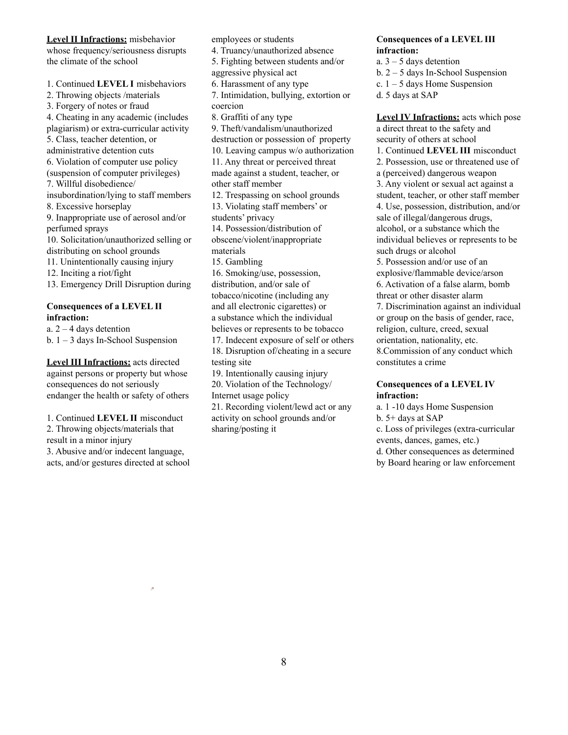**Level II Infractions:** misbehavior whose frequency/seriousness disrupts the climate of the school

1. Continued **LEVEL I** misbehaviors
2. Throwing objects /materials
3. Forgery of notes or fraud
4. Cheating in any academic (includes plagiarism) or extra-curricular activity
5. Class, teacher detention, or administrative detention cuts
6. Violation of computer use policy (suspension of computer privileges)
7. Willful disobedience/ insubordination/lying to staff members
8. Excessive horseplay
9. Inappropriate use of aerosol and/or perfumed sprays
10. Solicitation/unauthorized selling or distributing on school grounds
11. Unintentionally causing injury
12. Inciting a riot/fight
13. Emergency Drill Disruption during

**Consequences of a LEVEL II infraction:**

a. 2 – 4 days detention
b. 1 – 3 days In-School Suspension

**Level III Infractions:** acts directed against persons or property but whose consequences do not seriously endanger the health or safety of others

1. Continued **LEVEL II** misconduct
2. Throwing objects/materials that result in a minor injury
3. Abusive and/or indecent language, acts, and/or gestures directed at school employees or students
4. Truancy/unauthorized absence
5. Fighting between students and/or aggressive physical act
6. Harassment of any type
7. Intimidation, bullying, extortion or coercion
8. Graffiti of any type
9. Theft/vandalism/unauthorized destruction or possession of property
10. Leaving campus w/o authorization
11. Any threat or perceived threat made against a student, teacher, or other staff member
12. Trespassing on school grounds
13. Violating staff members' or students' privacy
14. Possession/distribution of obscene/violent/inappropriate materials
15. Gambling
16. Smoking/use, possession, distribution, and/or sale of tobacco/nicotine (including any and all electronic cigarettes) or a substance which the individual believes or represents to be tobacco
17. Indecent exposure of self or others
18. Disruption of/cheating in a secure testing site
19. Intentionally causing injury
20. Violation of the Technology/ Internet usage policy
21. Recording violent/lewd act or any activity on school grounds and/or sharing/posting it

**Consequences of a LEVEL III infraction:**

a. 3 – 5 days detention
b. 2 – 5 days In-School Suspension
c. 1 – 5 days Home Suspension
d. 5 days at SAP

**Level IV Infractions:** acts which pose a direct threat to the safety and security of others at school

1. Continued **LEVEL III** misconduct
2. Possession, use or threatened use of a (perceived) dangerous weapon
3. Any violent or sexual act against a student, teacher, or other staff member
4. Use, possession, distribution, and/or sale of illegal/dangerous drugs, alcohol, or a substance which the individual believes or represents to be such drugs or alcohol
5. Possession and/or use of an explosive/flammable device/arson
6. Activation of a false alarm, bomb threat or other disaster alarm
7. Discrimination against an individual or group on the basis of gender, race, religion, culture, creed, sexual orientation, nationality, etc.
8. Commission of any conduct which constitutes a crime

**Consequences of a LEVEL IV infraction:**

a. 1 -10 days Home Suspension
b. 5+ days at SAP
c. Loss of privileges (extra-curricular events, dances, games, etc.)
d. Other consequences as determined by Board hearing or law enforcement